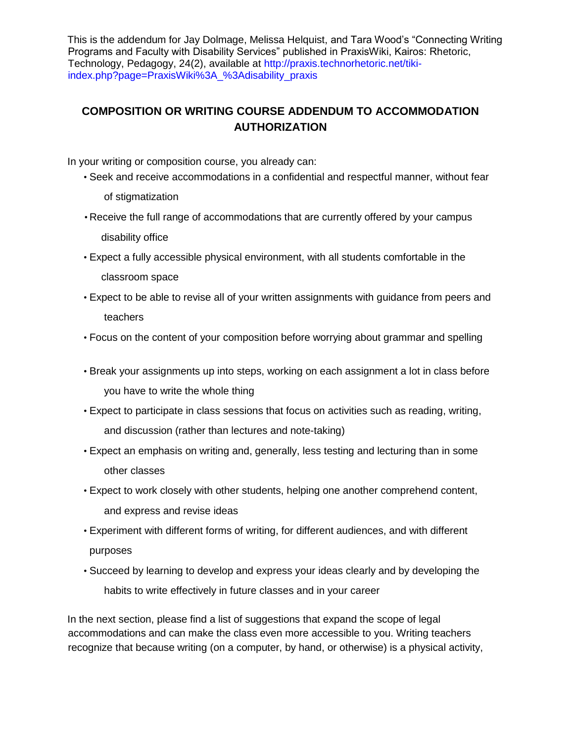This is the addendum for Jay Dolmage, Melissa Helquist, and Tara Wood's "Connecting Writing Programs and Faculty with Disability Services" published in PraxisWiki, Kairos: Rhetoric, Technology, Pedagogy, 24(2), available at http://praxis.technorhetoric.net/tiki-index.php?page=PraxisWiki%3A_%3Adisability_praxis

## COMPOSITION OR WRITING COURSE ADDENDUM TO ACCOMMODATION AUTHORIZATION

In your writing or composition course, you already can:

- Seek and receive accommodations in a confidential and respectful manner, without fear of stigmatization
- Receive the full range of accommodations that are currently offered by your campus disability office
- Expect a fully accessible physical environment, with all students comfortable in the classroom space
- Expect to be able to revise all of your written assignments with guidance from peers and teachers
- Focus on the content of your composition before worrying about grammar and spelling
- Break your assignments up into steps, working on each assignment a lot in class before you have to write the whole thing
- Expect to participate in class sessions that focus on activities such as reading, writing, and discussion (rather than lectures and note-taking)
- Expect an emphasis on writing and, generally, less testing and lecturing than in some other classes
- Expect to work closely with other students, helping one another comprehend content, and express and revise ideas
- Experiment with different forms of writing, for different audiences, and with different purposes
- Succeed by learning to develop and express your ideas clearly and by developing the habits to write effectively in future classes and in your career

In the next section, please find a list of suggestions that expand the scope of legal accommodations and can make the class even more accessible to you. Writing teachers recognize that because writing (on a computer, by hand, or otherwise) is a physical activity,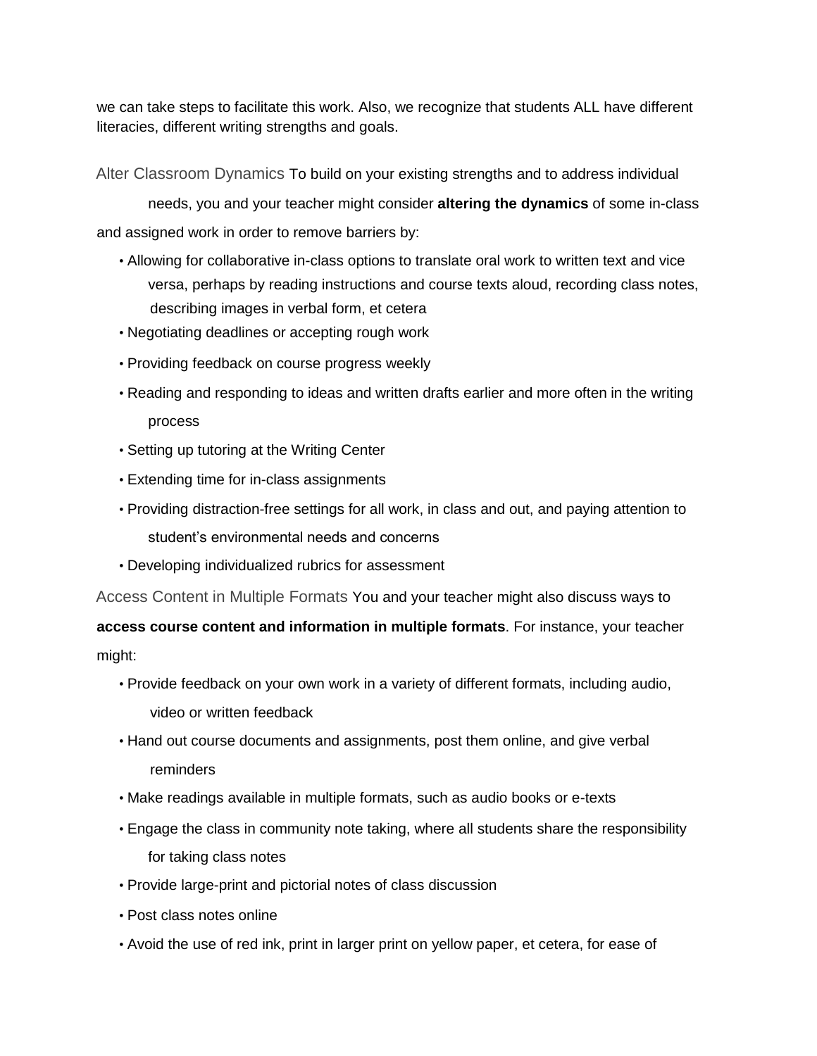we can take steps to facilitate this work. Also, we recognize that students ALL have different literacies, different writing strengths and goals.

### Alter Classroom Dynamics

To build on your existing strengths and to address individual needs, you and your teacher might consider **altering the dynamics** of some in-class and assigned work in order to remove barriers by:

- Allowing for collaborative in-class options to translate oral work to written text and vice versa, perhaps by reading instructions and course texts aloud, recording class notes, describing images in verbal form, et cetera
- Negotiating deadlines or accepting rough work
- Providing feedback on course progress weekly
- Reading and responding to ideas and written drafts earlier and more often in the writing process
- Setting up tutoring at the Writing Center
- Extending time for in-class assignments
- Providing distraction-free settings for all work, in class and out, and paying attention to student's environmental needs and concerns
- Developing individualized rubrics for assessment

### Access Content in Multiple Formats

You and your teacher might also discuss ways to **access course content and information in multiple formats**. For instance, your teacher might:

- Provide feedback on your own work in a variety of different formats, including audio, video or written feedback
- Hand out course documents and assignments, post them online, and give verbal reminders
- Make readings available in multiple formats, such as audio books or e-texts
- Engage the class in community note taking, where all students share the responsibility for taking class notes
- Provide large-print and pictorial notes of class discussion
- Post class notes online
- Avoid the use of red ink, print in larger print on yellow paper, et cetera, for ease of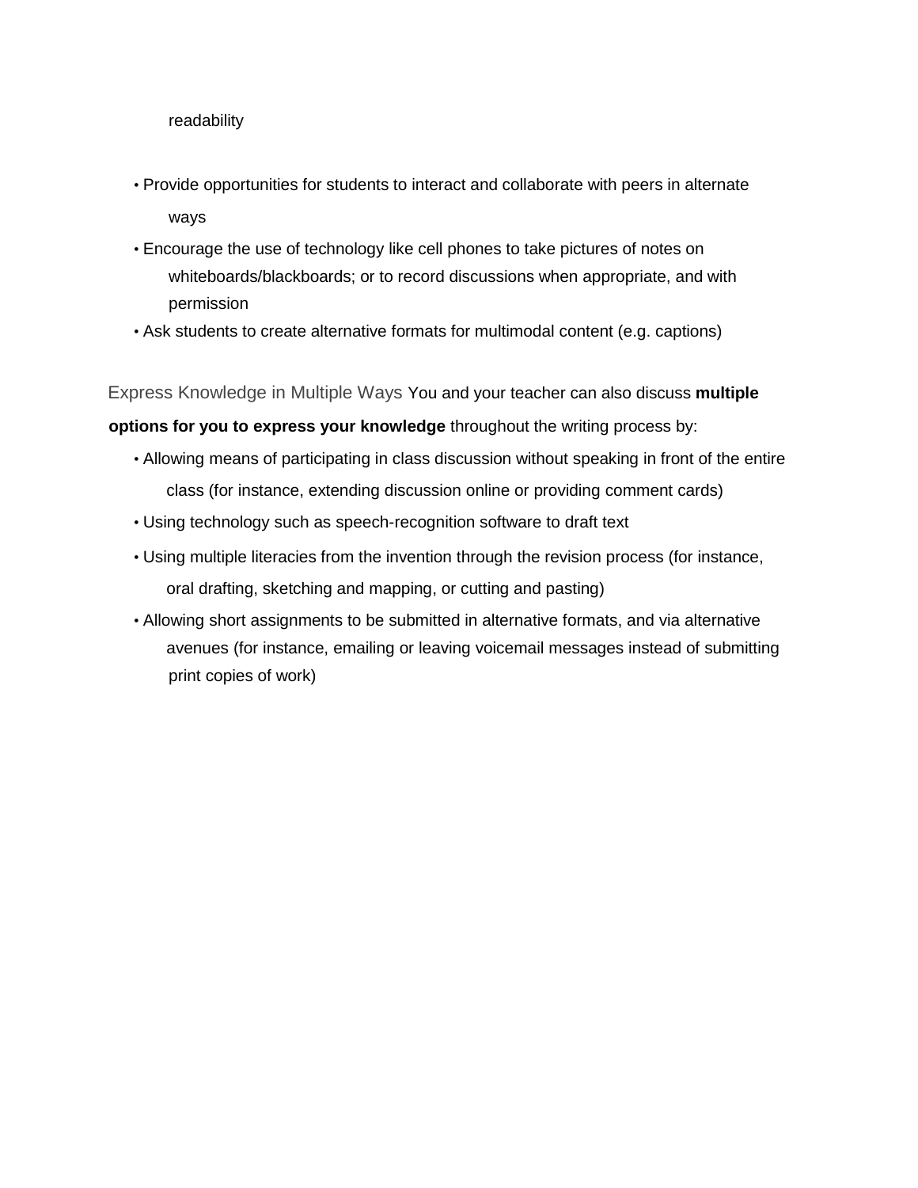readability

- Provide opportunities for students to interact and collaborate with peers in alternate ways
- Encourage the use of technology like cell phones to take pictures of notes on whiteboards/blackboards; or to record discussions when appropriate, and with permission
- Ask students to create alternative formats for multimodal content (e.g. captions)

Express Knowledge in Multiple Ways You and your teacher can also discuss **multiple options for you to express your knowledge** throughout the writing process by:

- Allowing means of participating in class discussion without speaking in front of the entire class (for instance, extending discussion online or providing comment cards)
- Using technology such as speech-recognition software to draft text
- Using multiple literacies from the invention through the revision process (for instance, oral drafting, sketching and mapping, or cutting and pasting)
- Allowing short assignments to be submitted in alternative formats, and via alternative avenues (for instance, emailing or leaving voicemail messages instead of submitting print copies of work)